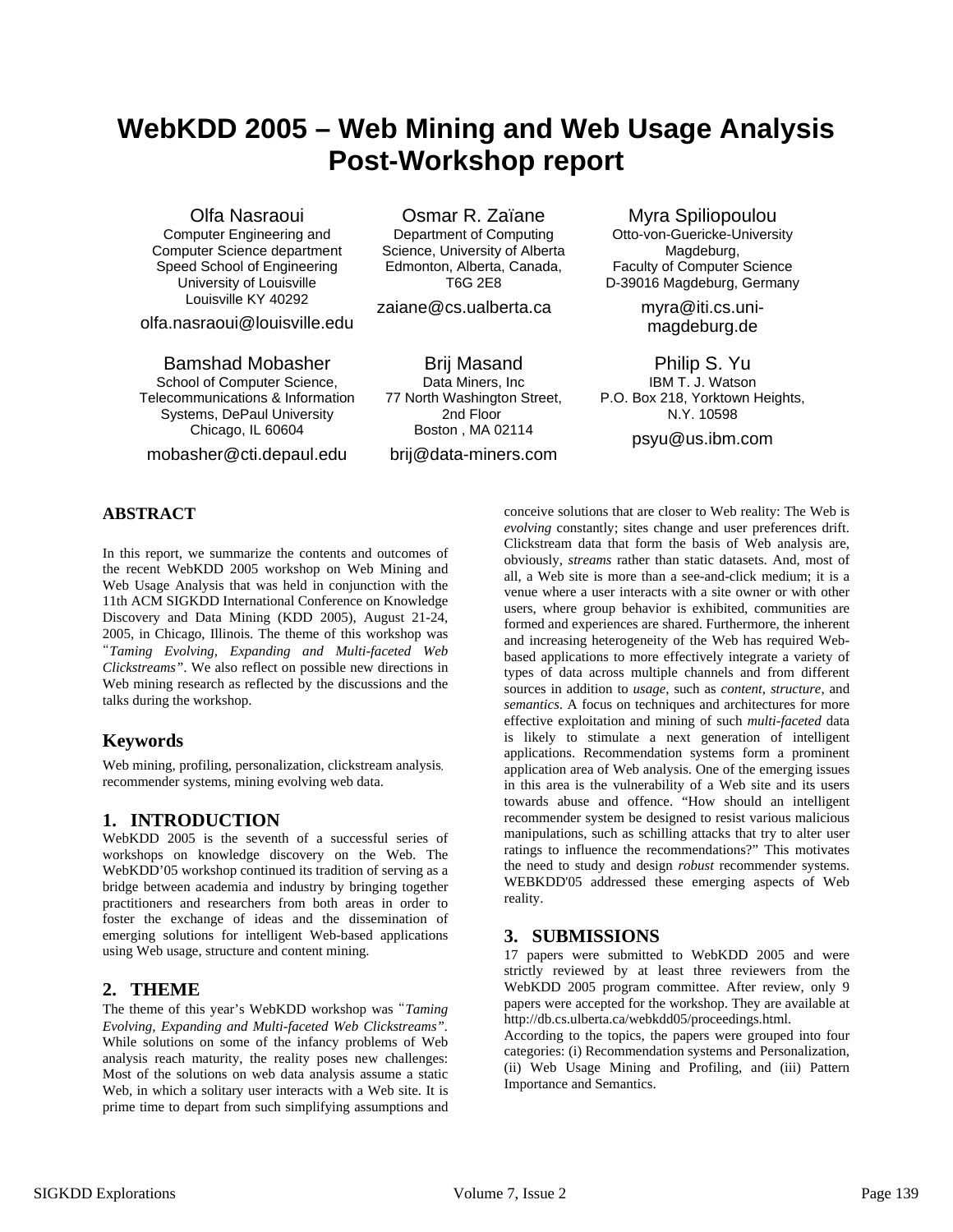# WebKDD 2005 – Web Mining and Web Usage Analysis Post-Workshop report

Olfa Nasraoui
Computer Engineering and Computer Science department
Speed School of Engineering
University of Louisville
Louisville KY 40292
olfa.nasraoui@louisville.edu

Osmar R. Zaïane
Department of Computing Science, University of Alberta
Edmonton, Alberta, Canada, T6G 2E8
zaiane@cs.ualberta.ca

Myra Spiliopoulou
Otto-von-Guericke-University Magdeburg,
Faculty of Computer Science
D-39016 Magdeburg, Germany
myra@iti.cs.uni-magdeburg.de

Bamshad Mobasher
School of Computer Science, Telecommunications & Information Systems, DePaul University
Chicago, IL 60604
mobasher@cti.depaul.edu

Brij Masand
Data Miners, Inc
77 North Washington Street, 2nd Floor
Boston , MA 02114
brij@data-miners.com

Philip S. Yu
IBM T. J. Watson
P.O. Box 218, Yorktown Heights, N.Y. 10598
psyu@us.ibm.com

## ABSTRACT

In this report, we summarize the contents and outcomes of the recent WebKDD 2005 workshop on Web Mining and Web Usage Analysis that was held in conjunction with the 11th ACM SIGKDD International Conference on Knowledge Discovery and Data Mining (KDD 2005), August 21-24, 2005, in Chicago, Illinois. The theme of this workshop was "*Taming Evolving, Expanding and Multi-faceted Web Clickstreams*". We also reflect on possible new directions in Web mining research as reflected by the discussions and the talks during the workshop.

## Keywords

Web mining, profiling, personalization, clickstream analysis, recommender systems, mining evolving web data.

## 1. INTRODUCTION

WebKDD 2005 is the seventh of a successful series of workshops on knowledge discovery on the Web. The WebKDD'05 workshop continued its tradition of serving as a bridge between academia and industry by bringing together practitioners and researchers from both areas in order to foster the exchange of ideas and the dissemination of emerging solutions for intelligent Web-based applications using Web usage, structure and content mining.

## 2. THEME

The theme of this year's WebKDD workshop was "*Taming Evolving, Expanding and Multi-faceted Web Clickstreams*". While solutions on some of the infancy problems of Web analysis reach maturity, the reality poses new challenges: Most of the solutions on web data analysis assume a static Web, in which a solitary user interacts with a Web site. It is prime time to depart from such simplifying assumptions and conceive solutions that are closer to Web reality: The Web is *evolving* constantly; sites change and user preferences drift. Clickstream data that form the basis of Web analysis are, obviously, *streams* rather than static datasets. And, most of all, a Web site is more than a see-and-click medium; it is a venue where a user interacts with a site owner or with other users, where group behavior is exhibited, communities are formed and experiences are shared. Furthermore, the inherent and increasing heterogeneity of the Web has required Web-based applications to more effectively integrate a variety of types of data across multiple channels and from different sources in addition to *usage*, such as *content*, *structure*, and *semantics*. A focus on techniques and architectures for more effective exploitation and mining of such *multi-faceted* data is likely to stimulate a next generation of intelligent applications. Recommendation systems form a prominent application area of Web analysis. One of the emerging issues in this area is the vulnerability of a Web site and its users towards abuse and offence. "How should an intelligent recommender system be designed to resist various malicious manipulations, such as schilling attacks that try to alter user ratings to influence the recommendations?" This motivates the need to study and design *robust* recommender systems. WEBKDD'05 addressed these emerging aspects of Web reality.

## 3. SUBMISSIONS

17 papers were submitted to WebKDD 2005 and were strictly reviewed by at least three reviewers from the WebKDD 2005 program committee. After review, only 9 papers were accepted for the workshop. They are available at http://db.cs.ulberta.ca/webkdd05/proceedings.html.

According to the topics, the papers were grouped into four categories: (i) Recommendation systems and Personalization, (ii) Web Usage Mining and Profiling, and (iii) Pattern Importance and Semantics.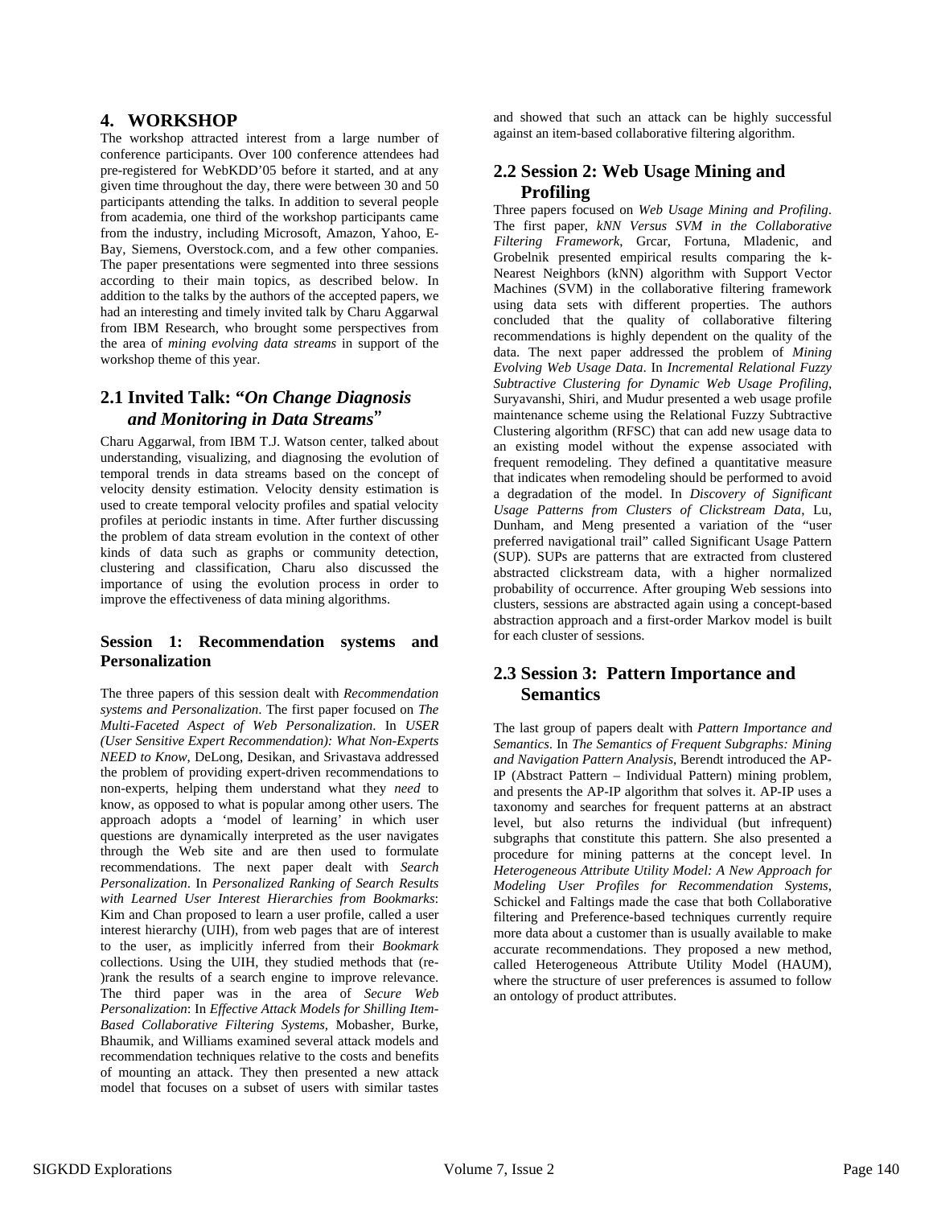## 4. WORKSHOP

The workshop attracted interest from a large number of conference participants. Over 100 conference attendees had pre-registered for WebKDD'05 before it started, and at any given time throughout the day, there were between 30 and 50 participants attending the talks. In addition to several people from academia, one third of the workshop participants came from the industry, including Microsoft, Amazon, Yahoo, E-Bay, Siemens, Overstock.com, and a few other companies. The paper presentations were segmented into three sessions according to their main topics, as described below. In addition to the talks by the authors of the accepted papers, we had an interesting and timely invited talk by Charu Aggarwal from IBM Research, who brought some perspectives from the area of *mining evolving data streams* in support of the workshop theme of this year.

## 2.1 Invited Talk: "*On Change Diagnosis and Monitoring in Data Streams*"

Charu Aggarwal, from IBM T.J. Watson center, talked about understanding, visualizing, and diagnosing the evolution of temporal trends in data streams based on the concept of velocity density estimation. Velocity density estimation is used to create temporal velocity profiles and spatial velocity profiles at periodic instants in time. After further discussing the problem of data stream evolution in the context of other kinds of data such as graphs or community detection, clustering and classification, Charu also discussed the importance of using the evolution process in order to improve the effectiveness of data mining algorithms.

### Session 1: Recommendation systems and Personalization

The three papers of this session dealt with *Recommendation systems and Personalization*. The first paper focused on *The Multi-Faceted Aspect of Web Personalization*. In *USER (User Sensitive Expert Recommendation): What Non-Experts NEED to Know*, DeLong, Desikan, and Srivastava addressed the problem of providing expert-driven recommendations to non-experts, helping them understand what they *need* to know, as opposed to what is popular among other users. The approach adopts a 'model of learning' in which user questions are dynamically interpreted as the user navigates through the Web site and are then used to formulate recommendations. The next paper dealt with *Search Personalization*. In *Personalized Ranking of Search Results with Learned User Interest Hierarchies from Bookmarks*: Kim and Chan proposed to learn a user profile, called a user interest hierarchy (UIH), from web pages that are of interest to the user, as implicitly inferred from their *Bookmark* collections. Using the UIH, they studied methods that (re-)rank the results of a search engine to improve relevance. The third paper was in the area of *Secure Web Personalization*: In *Effective Attack Models for Shilling Item-Based Collaborative Filtering Systems*, Mobasher, Burke, Bhaumik, and Williams examined several attack models and recommendation techniques relative to the costs and benefits of mounting an attack. They then presented a new attack model that focuses on a subset of users with similar tastes and showed that such an attack can be highly successful against an item-based collaborative filtering algorithm.

## 2.2 Session 2: Web Usage Mining and Profiling

Three papers focused on *Web Usage Mining and Profiling*. The first paper, *kNN Versus SVM in the Collaborative Filtering Framework*, Grcar, Fortuna, Mladenic, and Grobelnik presented empirical results comparing the k-Nearest Neighbors (kNN) algorithm with Support Vector Machines (SVM) in the collaborative filtering framework using data sets with different properties. The authors concluded that the quality of collaborative filtering recommendations is highly dependent on the quality of the data. The next paper addressed the problem of *Mining Evolving Web Usage Data*. In *Incremental Relational Fuzzy Subtractive Clustering for Dynamic Web Usage Profiling*, Suryavanshi, Shiri, and Mudur presented a web usage profile maintenance scheme using the Relational Fuzzy Subtractive Clustering algorithm (RFSC) that can add new usage data to an existing model without the expense associated with frequent remodeling. They defined a quantitative measure that indicates when remodeling should be performed to avoid a degradation of the model. In *Discovery of Significant Usage Patterns from Clusters of Clickstream Data*, Lu, Dunham, and Meng presented a variation of the "user preferred navigational trail" called Significant Usage Pattern (SUP). SUPs are patterns that are extracted from clustered abstracted clickstream data, with a higher normalized probability of occurrence. After grouping Web sessions into clusters, sessions are abstracted again using a concept-based abstraction approach and a first-order Markov model is built for each cluster of sessions.

## 2.3 Session 3: Pattern Importance and Semantics

The last group of papers dealt with *Pattern Importance and Semantics*. In *The Semantics of Frequent Subgraphs: Mining and Navigation Pattern Analysis*, Berendt introduced the AP-IP (Abstract Pattern – Individual Pattern) mining problem, and presents the AP-IP algorithm that solves it. AP-IP uses a taxonomy and searches for frequent patterns at an abstract level, but also returns the individual (but infrequent) subgraphs that constitute this pattern. She also presented a procedure for mining patterns at the concept level. In *Heterogeneous Attribute Utility Model: A New Approach for Modeling User Profiles for Recommendation Systems*, Schickel and Faltings made the case that both Collaborative filtering and Preference-based techniques currently require more data about a customer than is usually available to make accurate recommendations. They proposed a new method, called Heterogeneous Attribute Utility Model (HAUM), where the structure of user preferences is assumed to follow an ontology of product attributes.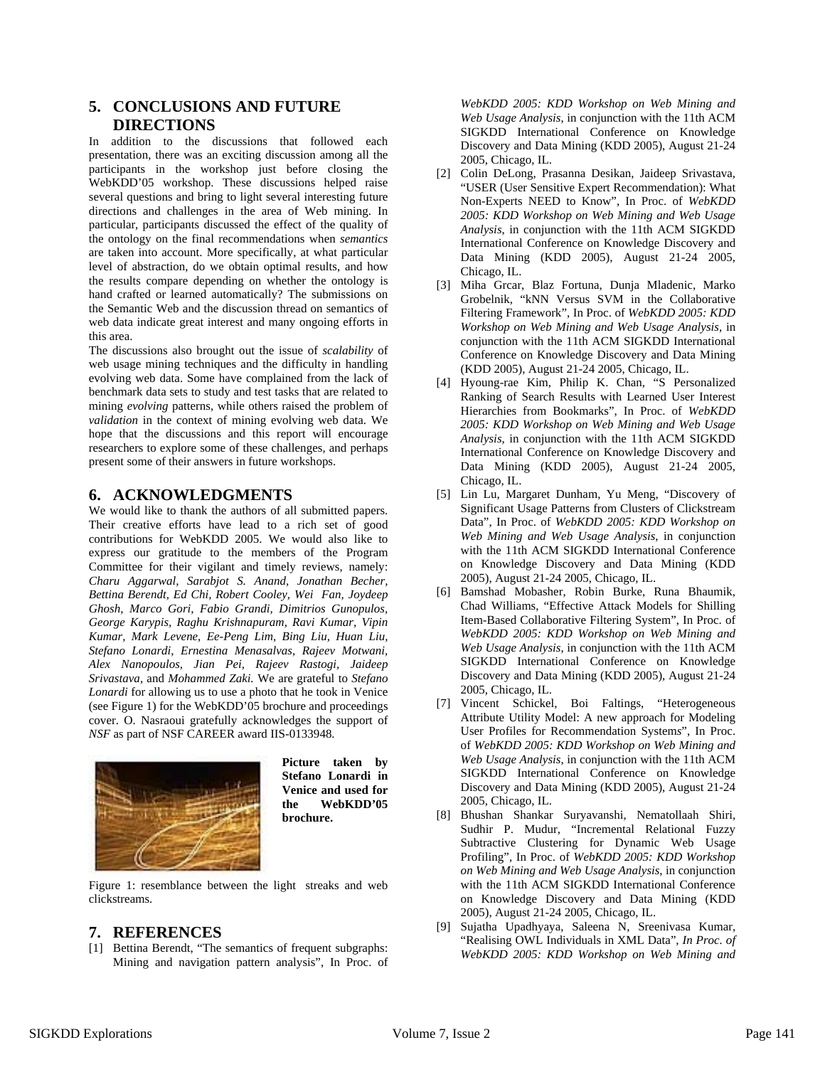## 5. CONCLUSIONS AND FUTURE DIRECTIONS

In addition to the discussions that followed each presentation, there was an exciting discussion among all the participants in the workshop just before closing the WebKDD'05 workshop. These discussions helped raise several questions and bring to light several interesting future directions and challenges in the area of Web mining. In particular, participants discussed the effect of the quality of the ontology on the final recommendations when *semantics* are taken into account. More specifically, at what particular level of abstraction, do we obtain optimal results, and how the results compare depending on whether the ontology is hand crafted or learned automatically? The submissions on the Semantic Web and the discussion thread on semantics of web data indicate great interest and many ongoing efforts in this area.

The discussions also brought out the issue of *scalability* of web usage mining techniques and the difficulty in handling evolving web data. Some have complained from the lack of benchmark data sets to study and test tasks that are related to mining *evolving* patterns, while others raised the problem of *validation* in the context of mining evolving web data. We hope that the discussions and this report will encourage researchers to explore some of these challenges, and perhaps present some of their answers in future workshops.

## 6. ACKNOWLEDGMENTS

We would like to thank the authors of all submitted papers. Their creative efforts have lead to a rich set of good contributions for WebKDD 2005. We would also like to express our gratitude to the members of the Program Committee for their vigilant and timely reviews, namely: *Charu Aggarwal, Sarabjot S. Anand, Jonathan Becher, Bettina Berendt, Ed Chi, Robert Cooley, Wei Fan, Joydeep Ghosh, Marco Gori, Fabio Grandi, Dimitrios Gunopulos, George Karypis, Raghu Krishnapuram, Ravi Kumar, Vipin Kumar, Mark Levene, Ee-Peng Lim, Bing Liu, Huan Liu, Stefano Lonardi, Ernestina Menasalvas, Rajeev Motwani, Alex Nanopoulos, Jian Pei, Rajeev Rastogi, Jaideep Srivastava*, and *Mohammed Zaki.* We are grateful to *Stefano Lonardi* for allowing us to use a photo that he took in Venice (see Figure 1) for the WebKDD'05 brochure and proceedings cover. O. Nasraoui gratefully acknowledges the support of *NSF* as part of NSF CAREER award IIS-0133948.

**Picture taken by Stefano Lonardi in Venice and used for the WebKDD'05 brochure.**

Figure 1: resemblance between the light streaks and web clickstreams.

## 7. REFERENCES

[1] Bettina Berendt, "The semantics of frequent subgraphs: Mining and navigation pattern analysis", In Proc. of *WebKDD 2005: KDD Workshop on Web Mining and Web Usage Analysis*, in conjunction with the 11th ACM SIGKDD International Conference on Knowledge Discovery and Data Mining (KDD 2005), August 21-24 2005, Chicago, IL.

[2] Colin DeLong, Prasanna Desikan, Jaideep Srivastava, "USER (User Sensitive Expert Recommendation): What Non-Experts NEED to Know", In Proc. of *WebKDD 2005: KDD Workshop on Web Mining and Web Usage Analysis*, in conjunction with the 11th ACM SIGKDD International Conference on Knowledge Discovery and Data Mining (KDD 2005), August 21-24 2005, Chicago, IL.

[3] Miha Grcar, Blaz Fortuna, Dunja Mladenic, Marko Grobelnik, "kNN Versus SVM in the Collaborative Filtering Framework", In Proc. of *WebKDD 2005: KDD Workshop on Web Mining and Web Usage Analysis*, in conjunction with the 11th ACM SIGKDD International Conference on Knowledge Discovery and Data Mining (KDD 2005), August 21-24 2005, Chicago, IL.

[4] Hyoung-rae Kim, Philip K. Chan, "S Personalized Ranking of Search Results with Learned User Interest Hierarchies from Bookmarks", In Proc. of *WebKDD 2005: KDD Workshop on Web Mining and Web Usage Analysis*, in conjunction with the 11th ACM SIGKDD International Conference on Knowledge Discovery and Data Mining (KDD 2005), August 21-24 2005, Chicago, IL.

[5] Lin Lu, Margaret Dunham, Yu Meng, "Discovery of Significant Usage Patterns from Clusters of Clickstream Data", In Proc. of *WebKDD 2005: KDD Workshop on Web Mining and Web Usage Analysis*, in conjunction with the 11th ACM SIGKDD International Conference on Knowledge Discovery and Data Mining (KDD 2005), August 21-24 2005, Chicago, IL.

[6] Bamshad Mobasher, Robin Burke, Runa Bhaumik, Chad Williams, "Effective Attack Models for Shilling Item-Based Collaborative Filtering System", In Proc. of *WebKDD 2005: KDD Workshop on Web Mining and Web Usage Analysis*, in conjunction with the 11th ACM SIGKDD International Conference on Knowledge Discovery and Data Mining (KDD 2005), August 21-24 2005, Chicago, IL.

[7] Vincent Schickel, Boi Faltings, "Heterogeneous Attribute Utility Model: A new approach for Modeling User Profiles for Recommendation Systems", In Proc. of *WebKDD 2005: KDD Workshop on Web Mining and Web Usage Analysis*, in conjunction with the 11th ACM SIGKDD International Conference on Knowledge Discovery and Data Mining (KDD 2005), August 21-24 2005, Chicago, IL.

[8] Bhushan Shankar Suryavanshi, Nematollaah Shiri, Sudhir P. Mudur, "Incremental Relational Fuzzy Subtractive Clustering for Dynamic Web Usage Profiling", In Proc. of *WebKDD 2005: KDD Workshop on Web Mining and Web Usage Analysis*, in conjunction with the 11th ACM SIGKDD International Conference on Knowledge Discovery and Data Mining (KDD 2005), August 21-24 2005, Chicago, IL.

[9] Sujatha Upadhyaya, Saleena N, Sreenivasa Kumar, "Realising OWL Individuals in XML Data", *In Proc. of WebKDD 2005: KDD Workshop on Web Mining and*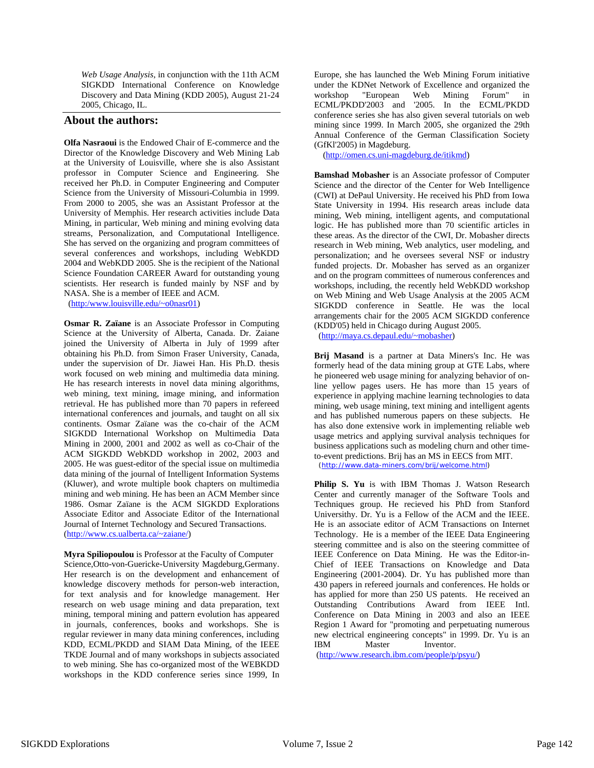*Web Usage Analysis*, in conjunction with the 11th ACM SIGKDD International Conference on Knowledge Discovery and Data Mining (KDD 2005), August 21-24 2005, Chicago, IL.

## About the authors:

**Olfa Nasraoui** is the Endowed Chair of E-commerce and the Director of the Knowledge Discovery and Web Mining Lab at the University of Louisville, where she is also Assistant professor in Computer Science and Engineering. She received her Ph.D. in Computer Engineering and Computer Science from the University of Missouri-Columbia in 1999. From 2000 to 2005, she was an Assistant Professor at the University of Memphis. Her research activities include Data Mining, in particular, Web mining and mining evolving data streams, Personalization, and Computational Intelligence. She has served on the organizing and program committees of several conferences and workshops, including WebKDD 2004 and WebKDD 2005. She is the recipient of the National Science Foundation CAREER Award for outstanding young scientists. Her research is funded mainly by NSF and by NASA. She is a member of IEEE and ACM.
(http:/www.louisville.edu/~o0nasr01)

**Osmar R. Zaïane** is an Associate Professor in Computing Science at the University of Alberta, Canada. Dr. Zaiane joined the University of Alberta in July of 1999 after obtaining his Ph.D. from Simon Fraser University, Canada, under the supervision of Dr. Jiawei Han. His Ph.D. thesis work focused on web mining and multimedia data mining. He has research interests in novel data mining algorithms, web mining, text mining, image mining, and information retrieval. He has published more than 70 papers in refereed international conferences and journals, and taught on all six continents. Osmar Zaïane was the co-chair of the ACM SIGKDD International Workshop on Multimedia Data Mining in 2000, 2001 and 2002 as well as co-Chair of the ACM SIGKDD WebKDD workshop in 2002, 2003 and 2005. He was guest-editor of the special issue on multimedia data mining of the journal of Intelligent Information Systems (Kluwer), and wrote multiple book chapters on multimedia mining and web mining. He has been an ACM Member since 1986. Osmar Zaïane is the ACM SIGKDD Explorations Associate Editor and Associate Editor of the International Journal of Internet Technology and Secured Transactions.
(http://www.cs.ualberta.ca/~zaiane/)

**Myra Spiliopoulou** is Professor at the Faculty of Computer Science,Otto-von-Guericke-University Magdeburg,Germany. Her research is on the development and enhancement of knowledge discovery methods for person-web interaction, for text analysis and for knowledge management. Her research on web usage mining and data preparation, text mining, temporal mining and pattern evolution has appeared in journals, conferences, books and workshops. She is regular reviewer in many data mining conferences, including KDD, ECML/PKDD and SIAM Data Mining, of the IEEE TKDE Journal and of many workshops in subjects associated to web mining. She has co-organized most of the WEBKDD workshops in the KDD conference series since 1999, In Europe, she has launched the Web Mining Forum initiative under the KDNet Network of Excellence and organized the workshop "European Web Mining Forum" in ECML/PKDD'2003 and '2005. In the ECML/PKDD conference series she has also given several tutorials on web mining since 1999. In March 2005, she organized the 29th Annual Conference of the German Classification Society (GfKl'2005) in Magdeburg.
(http://omen.cs.uni-magdeburg.de/itikmd)

**Bamshad Mobasher** is an Associate professor of Computer Science and the director of the Center for Web Intelligence (CWI) at DePaul University. He received his PhD from Iowa State University in 1994. His research areas include data mining, Web mining, intelligent agents, and computational logic. He has published more than 70 scientific articles in these areas. As the director of the CWI, Dr. Mobasher directs research in Web mining, Web analytics, user modeling, and personalization; and he oversees several NSF or industry funded projects. Dr. Mobasher has served as an organizer and on the program committees of numerous conferences and workshops, including, the recently held WebKDD workshop on Web Mining and Web Usage Analysis at the 2005 ACM SIGKDD conference in Seattle. He was the local arrangements chair for the 2005 ACM SIGKDD conference (KDD'05) held in Chicago during August 2005.
(http://maya.cs.depaul.edu/~mobasher)

**Brij Masand** is a partner at Data Miners's Inc. He was formerly head of the data mining group at GTE Labs, where he pioneered web usage mining for analyzing behavior of on-line yellow pages users. He has more than 15 years of experience in applying machine learning technologies to data mining, web usage mining, text mining and intelligent agents and has published numerous papers on these subjects. He has also done extensive work in implementing reliable web usage metrics and applying survival analysis techniques for business applications such as modeling churn and other time-to-event predictions. Brij has an MS in EECS from MIT.
(http://www.data-miners.com/brij/welcome.html)

**Philip S. Yu** is with IBM Thomas J. Watson Research Center and currently manager of the Software Tools and Techniques group. He recieved his PhD from Stanford Universithy. Dr. Yu is a Fellow of the ACM and the IEEE. He is an associate editor of ACM Transactions on Internet Technology. He is a member of the IEEE Data Engineering steering committee and is also on the steering committee of IEEE Conference on Data Mining. He was the Editor-in-Chief of IEEE Transactions on Knowledge and Data Engineering (2001-2004). Dr. Yu has published more than 430 papers in refereed journals and conferences. He holds or has applied for more than 250 US patents. He received an Outstanding Contributions Award from IEEE Intl. Conference on Data Mining in 2003 and also an IEEE Region 1 Award for "promoting and perpetuating numerous new electrical engineering concepts" in 1999. Dr. Yu is an IBM Master Inventor.
(http://www.research.ibm.com/people/p/psyu/)